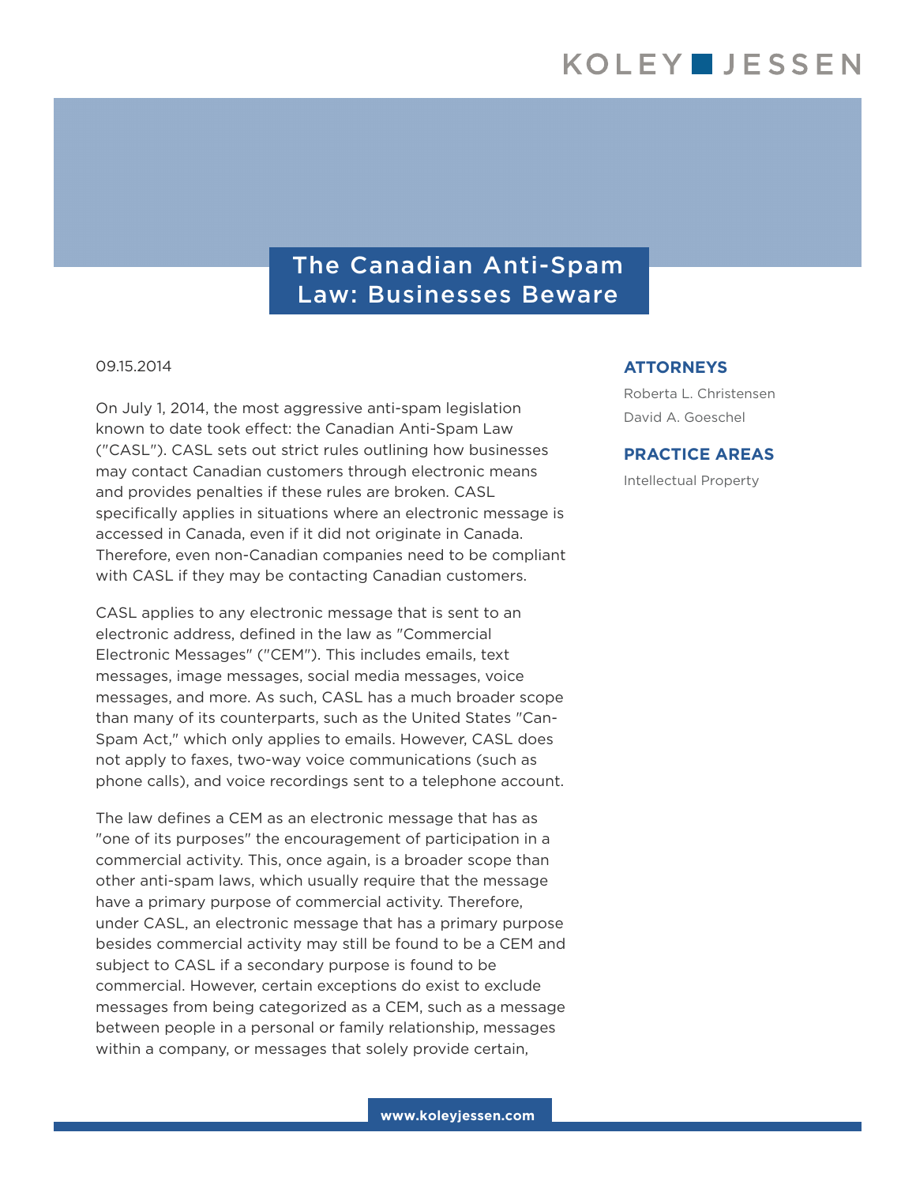# The Canadian Anti-Spam Law: Businesses Beware

09.15.2014

**ATTORNEYS**

Roberta L. Christensen

David A. Goeschel

**PRACTICE AREAS**

Intellectual Property

On July 1, 2014, the most aggressive anti-spam legislation known to date took effect: the Canadian Anti-Spam Law ("CASL"). CASL sets out strict rules outlining how businesses may contact Canadian customers through electronic means and provides penalties if these rules are broken. CASL specifically applies in situations where an electronic message is accessed in Canada, even if it did not originate in Canada. Therefore, even non-Canadian companies need to be compliant with CASL if they may be contacting Canadian customers.

CASL applies to any electronic message that is sent to an electronic address, defined in the law as "Commercial Electronic Messages" ("CEM"). This includes emails, text messages, image messages, social media messages, voice messages, and more. As such, CASL has a much broader scope than many of its counterparts, such as the United States "Can-Spam Act," which only applies to emails. However, CASL does not apply to faxes, two-way voice communications (such as phone calls), and voice recordings sent to a telephone account.

The law defines a CEM as an electronic message that has as "one of its purposes" the encouragement of participation in a commercial activity. This, once again, is a broader scope than other anti-spam laws, which usually require that the message have a primary purpose of commercial activity. Therefore, under CASL, an electronic message that has a primary purpose besides commercial activity may still be found to be a CEM and subject to CASL if a secondary purpose is found to be commercial. However, certain exceptions do exist to exclude messages from being categorized as a CEM, such as a message between people in a personal or family relationship, messages within a company, or messages that solely provide certain,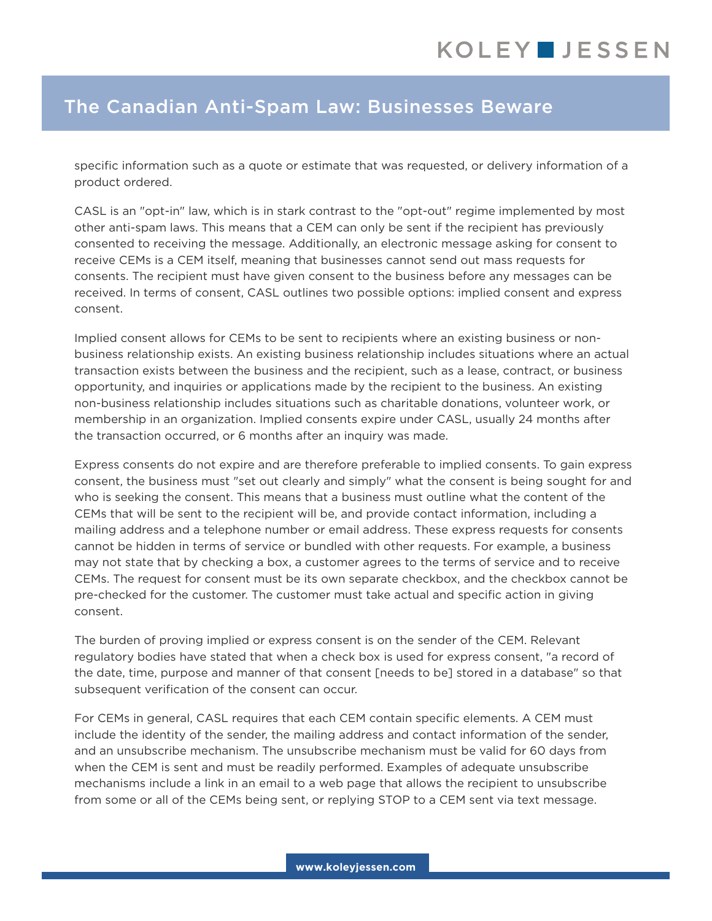specific information such as a quote or estimate that was requested, or delivery information of a product ordered.

CASL is an "opt-in" law, which is in stark contrast to the "opt-out" regime implemented by most other anti-spam laws. This means that a CEM can only be sent if the recipient has previously consented to receiving the message. Additionally, an electronic message asking for consent to receive CEMs is a CEM itself, meaning that businesses cannot send out mass requests for consents. The recipient must have given consent to the business before any messages can be received. In terms of consent, CASL outlines two possible options: implied consent and express consent.

Implied consent allows for CEMs to be sent to recipients where an existing business or non-business relationship exists. An existing business relationship includes situations where an actual transaction exists between the business and the recipient, such as a lease, contract, or business opportunity, and inquiries or applications made by the recipient to the business. An existing non-business relationship includes situations such as charitable donations, volunteer work, or membership in an organization. Implied consents expire under CASL, usually 24 months after the transaction occurred, or 6 months after an inquiry was made.

Express consents do not expire and are therefore preferable to implied consents. To gain express consent, the business must "set out clearly and simply" what the consent is being sought for and who is seeking the consent. This means that a business must outline what the content of the CEMs that will be sent to the recipient will be, and provide contact information, including a mailing address and a telephone number or email address. These express requests for consents cannot be hidden in terms of service or bundled with other requests. For example, a business may not state that by checking a box, a customer agrees to the terms of service and to receive CEMs. The request for consent must be its own separate checkbox, and the checkbox cannot be pre-checked for the customer. The customer must take actual and specific action in giving consent.

The burden of proving implied or express consent is on the sender of the CEM. Relevant regulatory bodies have stated that when a check box is used for express consent, "a record of the date, time, purpose and manner of that consent [needs to be] stored in a database" so that subsequent verification of the consent can occur.

For CEMs in general, CASL requires that each CEM contain specific elements. A CEM must include the identity of the sender, the mailing address and contact information of the sender, and an unsubscribe mechanism. The unsubscribe mechanism must be valid for 60 days from when the CEM is sent and must be readily performed. Examples of adequate unsubscribe mechanisms include a link in an email to a web page that allows the recipient to unsubscribe from some or all of the CEMs being sent, or replying STOP to a CEM sent via text message.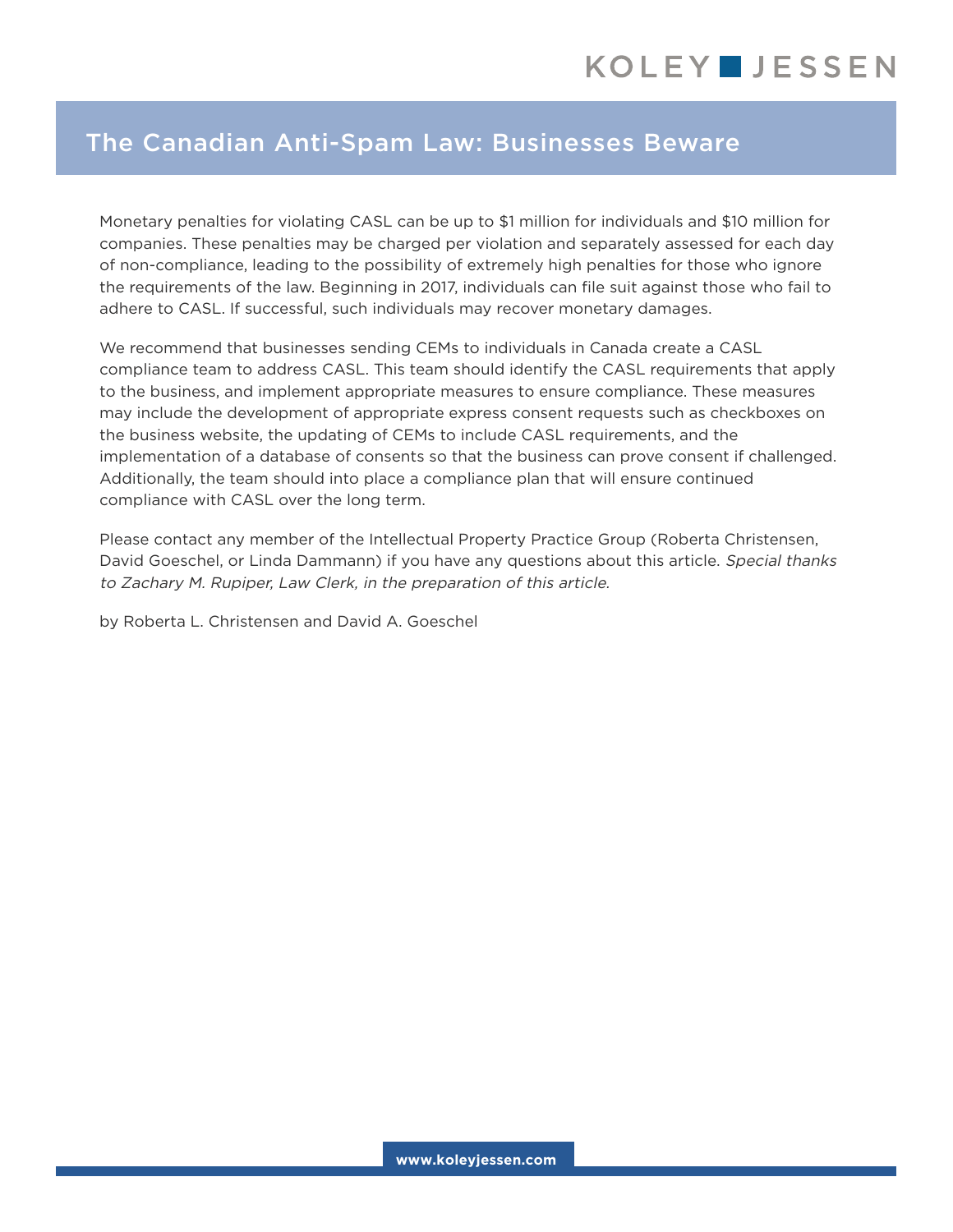Monetary penalties for violating CASL can be up to $1 million for individuals and $10 million for companies. These penalties may be charged per violation and separately assessed for each day of non-compliance, leading to the possibility of extremely high penalties for those who ignore the requirements of the law. Beginning in 2017, individuals can file suit against those who fail to adhere to CASL. If successful, such individuals may recover monetary damages.

We recommend that businesses sending CEMs to individuals in Canada create a CASL compliance team to address CASL. This team should identify the CASL requirements that apply to the business, and implement appropriate measures to ensure compliance. These measures may include the development of appropriate express consent requests such as checkboxes on the business website, the updating of CEMs to include CASL requirements, and the implementation of a database of consents so that the business can prove consent if challenged. Additionally, the team should into place a compliance plan that will ensure continued compliance with CASL over the long term.

Please contact any member of the Intellectual Property Practice Group (Roberta Christensen, David Goeschel, or Linda Dammann) if you have any questions about this article. *Special thanks to Zachary M. Rupiper, Law Clerk, in the preparation of this article.*

by Roberta L. Christensen and David A. Goeschel